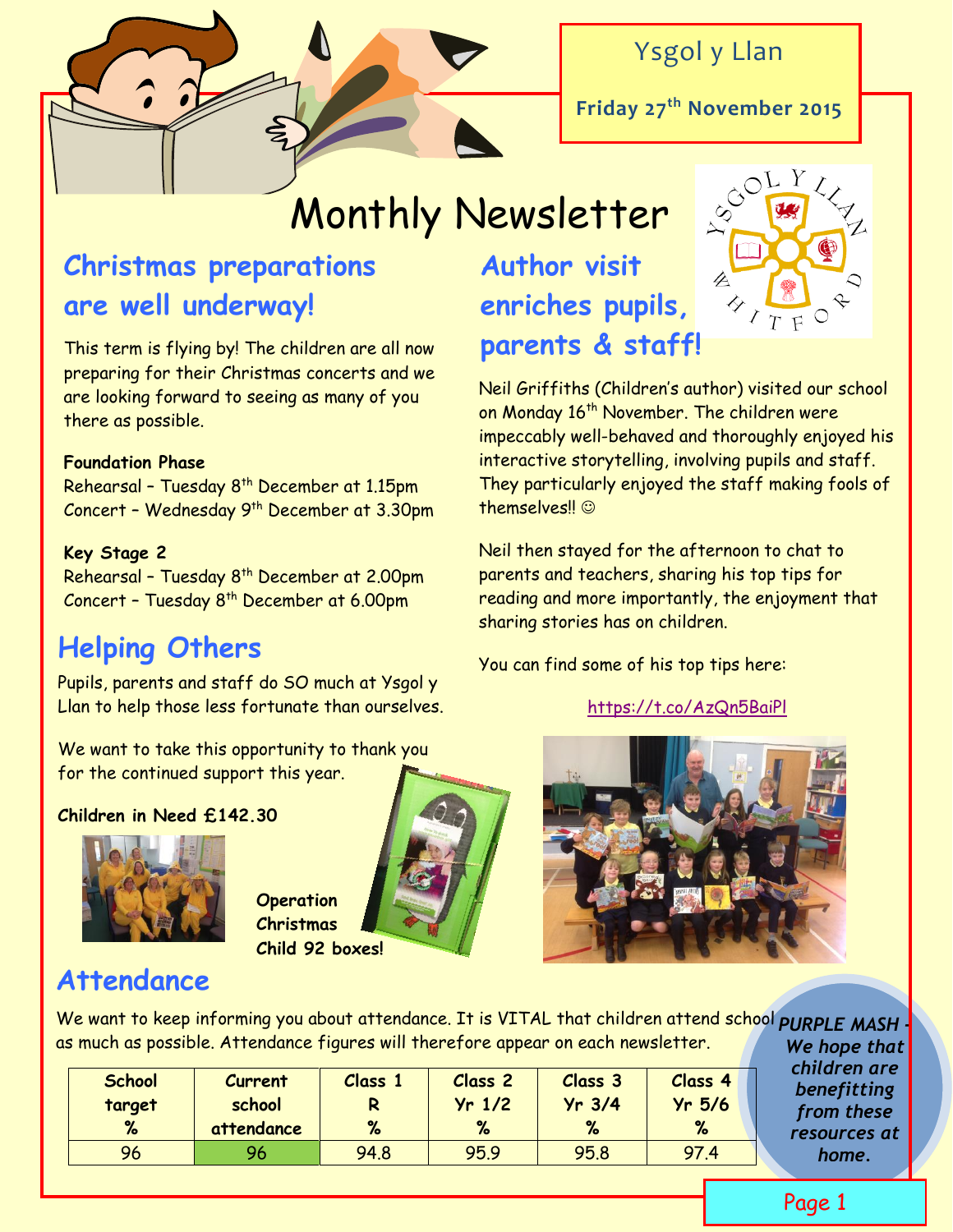Ysgol y Llan

**Friday 27th November 2015**

# Monthly Newsletter

## Christmas preparations are well underway!

This term is flying by! The children are all now preparing for their Christmas concerts and we are looking forward to seeing as many of you there as possible.

**Foundation Phase**
Rehearsal – Tuesday 8th December at 1.15pm
Concert – Wednesday 9th December at 3.30pm

**Key Stage 2**
Rehearsal – Tuesday 8th December at 2.00pm
Concert – Tuesday 8th December at 6.00pm

## Helping Others

Pupils, parents and staff do SO much at Ysgol y Llan to help those less fortunate than ourselves.

We want to take this opportunity to thank you for the continued support this year.

**Children in Need £142.30**

**Operation Christmas Child 92 boxes!**

## Author visit enriches pupils, parents & staff!

Neil Griffiths (Children's author) visited our school on Monday 16th November. The children were impeccably well-behaved and thoroughly enjoyed his interactive storytelling, involving pupils and staff. They particularly enjoyed the staff making fools of themselves!! ☺

Neil then stayed for the afternoon to chat to parents and teachers, sharing his top tips for reading and more importantly, the enjoyment that sharing stories has on children.

You can find some of his top tips here:

https://t.co/AzQn5BaiPl

## Attendance

We want to keep informing you about attendance. It is VITAL that children attend school as much as possible. Attendance figures will therefore appear on each newsletter.

| School target % | Current school attendance | Class 1 R % | Class 2 Yr 1/2 % | Class 3 Yr 3/4 % | Class 4 Yr 5/6 % |
|---|---|---|---|---|---|
| 96 | 96 | 94.8 | 95.9 | 95.8 | 97.4 |

*PURPLE MASH - We hope that children are benefitting from these resources at home.*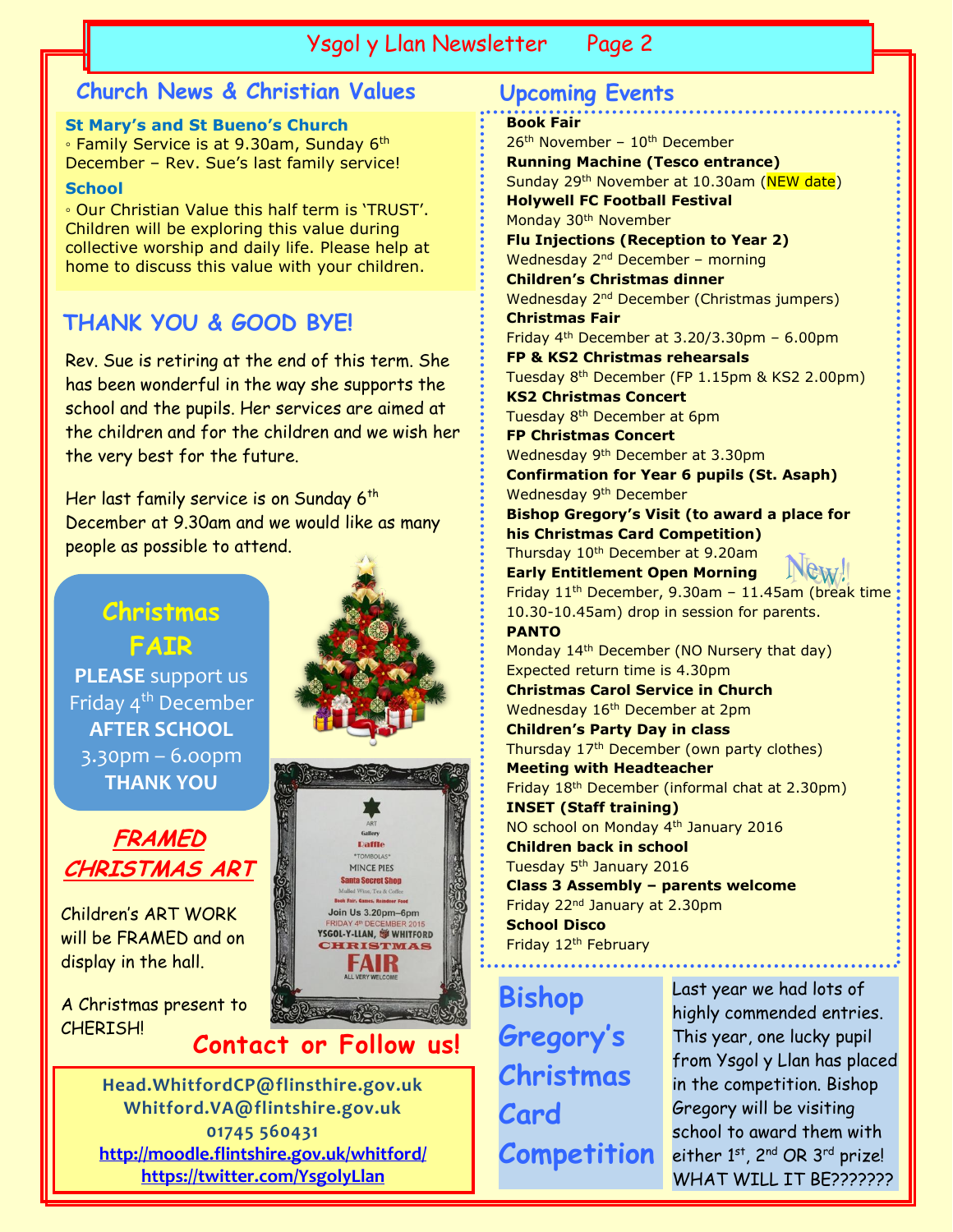# Church News & Christian Values

**St Mary's and St Bueno's Church**

◦ Family Service is at 9.30am, Sunday 6th December – Rev. Sue's last family service!

**School**

◦ Our Christian Value this half term is 'TRUST'. Children will be exploring this value during collective worship and daily life. Please help at home to discuss this value with your children.

## THANK YOU & GOOD BYE!

Rev. Sue is retiring at the end of this term. She has been wonderful in the way she supports the school and the pupils. Her services are aimed at the children and for the children and we wish her the very best for the future.

Her last family service is on Sunday 6th December at 9.30am and we would like as many people as possible to attend.

## Christmas FAIR

**PLEASE** support us
Friday 4th December
**AFTER SCHOOL**
3.30pm – 6.00pm
**THANK YOU**

## *FRAMED CHRISTMAS ART*

Children's ART WORK will be FRAMED and on display in the hall.

A Christmas present to CHERISH!

ART Gallery
Raffle
*TOMBOLAS*
MINCE PIES
Santa Secret Shop
Mulled Wine, Tea & Coffee
Book Fair, Games, Reindeer Food
Join Us 3.20pm–6pm
FRIDAY 4th DECEMBER 2015
YSGOL-Y-LLAN, WHITFORD
CHRISTMAS
FAIR
ALL VERY WELCOME

## Contact or Follow us!

**Head.WhitfordCP@flinsthire.gov.uk**
**Whitford.VA@flintshire.gov.uk**
**01745 560431**
**http://moodle.flintshire.gov.uk/whitford/**
**https://twitter.com/YsgolyLlan**

# Upcoming Events

**Book Fair**
26th November – 10th December

**Running Machine (Tesco entrance)**
Sunday 29th November at 10.30am (NEW date)

**Holywell FC Football Festival**
Monday 30th November

**Flu Injections (Reception to Year 2)**
Wednesday 2nd December – morning

**Children's Christmas dinner**
Wednesday 2nd December (Christmas jumpers)

**Christmas Fair**
Friday 4th December at 3.20/3.30pm – 6.00pm

**FP & KS2 Christmas rehearsals**
Tuesday 8th December (FP 1.15pm & KS2 2.00pm)

**KS2 Christmas Concert**
Tuesday 8th December at 6pm

**FP Christmas Concert**
Wednesday 9th December at 3.30pm

**Confirmation for Year 6 pupils (St. Asaph)**
Wednesday 9th December

**Bishop Gregory's Visit (to award a place for his Christmas Card Competition)**
Thursday 10th December at 9.20am

**Early Entitlement Open Morning** New!
Friday 11th December, 9.30am – 11.45am (break time 10.30-10.45am) drop in session for parents.

**PANTO**
Monday 14th December (NO Nursery that day)
Expected return time is 4.30pm

**Christmas Carol Service in Church**
Wednesday 16th December at 2pm

**Children's Party Day in class**
Thursday 17th December (own party clothes)

**Meeting with Headteacher**
Friday 18th December (informal chat at 2.30pm)

**INSET (Staff training)**
NO school on Monday 4th January 2016

**Children back in school**
Tuesday 5th January 2016

**Class 3 Assembly – parents welcome**
Friday 22nd January at 2.30pm

**School Disco**
Friday 12th February

## Bishop Gregory's Christmas Card Competition

Last year we had lots of highly commended entries. This year, one lucky pupil from Ysgol y Llan has placed in the competition. Bishop Gregory will be visiting school to award them with either 1st, 2nd OR 3rd prize! WHAT WILL IT BE???????